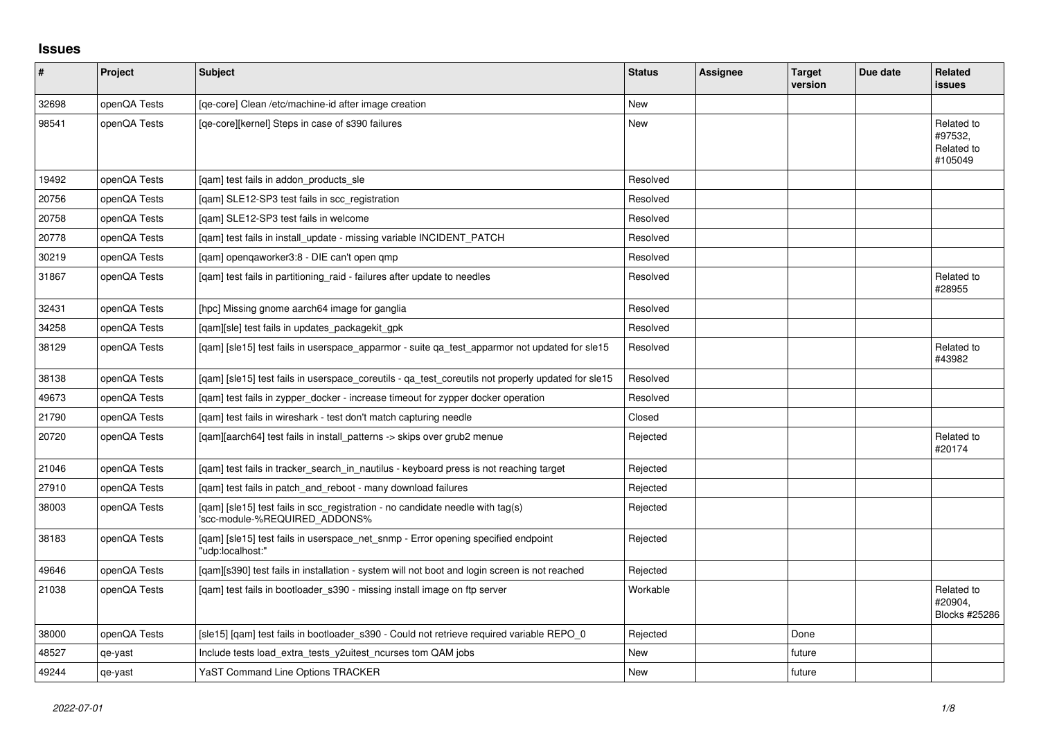## Issues

| # | Project | Subject | Status | Assignee | Target version | Due date | Related issues |
|---|---|---|---|---|---|---|---|
| 32698 | openQA Tests | [qe-core] Clean /etc/machine-id after image creation | New | | | | |
| 98541 | openQA Tests | [qe-core][kernel] Steps in case of s390 failures | New | | | | Related to #97532, Related to #105049 |
| 19492 | openQA Tests | [qam] test fails in addon_products_sle | Resolved | | | | |
| 20756 | openQA Tests | [qam] SLE12-SP3 test fails in scc_registration | Resolved | | | | |
| 20758 | openQA Tests | [qam] SLE12-SP3 test fails in welcome | Resolved | | | | |
| 20778 | openQA Tests | [qam] test fails in install_update - missing variable INCIDENT_PATCH | Resolved | | | | |
| 30219 | openQA Tests | [qam] openqaworker3:8 - DIE can't open qmp | Resolved | | | | |
| 31867 | openQA Tests | [qam] test fails in partitioning_raid - failures after update to needles | Resolved | | | | Related to #28955 |
| 32431 | openQA Tests | [hpc] Missing gnome aarch64 image for ganglia | Resolved | | | | |
| 34258 | openQA Tests | [qam][sle] test fails in updates_packagekit_gpk | Resolved | | | | |
| 38129 | openQA Tests | [qam] [sle15] test fails in userspace_apparmor - suite qa_test_apparmor not updated for sle15 | Resolved | | | | Related to #43982 |
| 38138 | openQA Tests | [qam] [sle15] test fails in userspace_coreutils - qa_test_coreutils not properly updated for sle15 | Resolved | | | | |
| 49673 | openQA Tests | [qam] test fails in zypper_docker - increase timeout for zypper docker operation | Resolved | | | | |
| 21790 | openQA Tests | [qam] test fails in wireshark - test don't match capturing needle | Closed | | | | |
| 20720 | openQA Tests | [qam][aarch64] test fails in install_patterns -> skips over grub2 menue | Rejected | | | | Related to #20174 |
| 21046 | openQA Tests | [qam] test fails in tracker_search_in_nautilus - keyboard press is not reaching target | Rejected | | | | |
| 27910 | openQA Tests | [qam] test fails in patch_and_reboot - many download failures | Rejected | | | | |
| 38003 | openQA Tests | [qam] [sle15] test fails in scc_registration - no candidate needle with tag(s) 'scc-module-%REQUIRED_ADDONS% | Rejected | | | | |
| 38183 | openQA Tests | [qam] [sle15] test fails in userspace_net_snmp - Error opening specified endpoint "udp:localhost:" | Rejected | | | | |
| 49646 | openQA Tests | [qam][s390] test fails in installation - system will not boot and login screen is not reached | Rejected | | | | |
| 21038 | openQA Tests | [qam] test fails in bootloader_s390 - missing install image on ftp server | Workable | | | | Related to #20904, Blocks #25286 |
| 38000 | openQA Tests | [sle15] [qam] test fails in bootloader_s390 - Could not retrieve required variable REPO_0 | Rejected | | Done | | |
| 48527 | qe-yast | Include tests load_extra_tests_y2uitest_ncurses tom QAM jobs | New | | future | | |
| 49244 | qe-yast | YaST Command Line Options TRACKER | New | | future | | |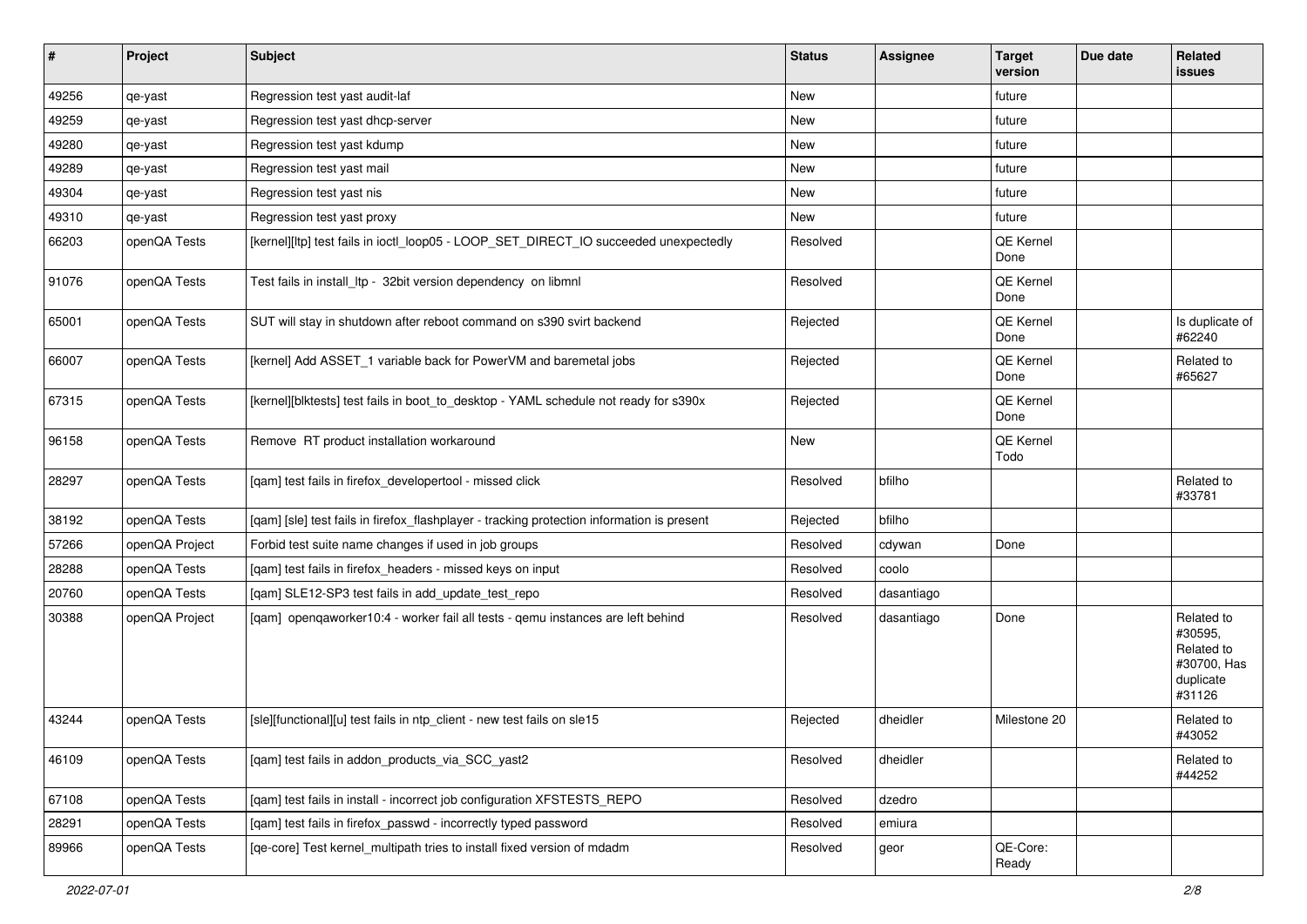| # | Project | Subject | Status | Assignee | Target version | Due date | Related issues |
|---|---|---|---|---|---|---|---|
| 49256 | qe-yast | Regression test yast audit-laf | New | | future | | |
| 49259 | qe-yast | Regression test yast dhcp-server | New | | future | | |
| 49280 | qe-yast | Regression test yast kdump | New | | future | | |
| 49289 | qe-yast | Regression test yast mail | New | | future | | |
| 49304 | qe-yast | Regression test yast nis | New | | future | | |
| 49310 | qe-yast | Regression test yast proxy | New | | future | | |
| 66203 | openQA Tests | [kernel][ltp] test fails in ioctl_loop05 - LOOP_SET_DIRECT_IO succeeded unexpectedly | Resolved | | QE Kernel Done | | |
| 91076 | openQA Tests | Test fails in install_ltp - 32bit version dependency on libmnl | Resolved | | QE Kernel Done | | |
| 65001 | openQA Tests | SUT will stay in shutdown after reboot command on s390 svirt backend | Rejected | | QE Kernel Done | | Is duplicate of #62240 |
| 66007 | openQA Tests | [kernel] Add ASSET_1 variable back for PowerVM and baremetal jobs | Rejected | | QE Kernel Done | | Related to #65627 |
| 67315 | openQA Tests | [kernel][blktests] test fails in boot_to_desktop - YAML schedule not ready for s390x | Rejected | | QE Kernel Done | | |
| 96158 | openQA Tests | Remove RT product installation workaround | New | | QE Kernel Todo | | |
| 28297 | openQA Tests | [qam] test fails in firefox_developertool - missed click | Resolved | bfilho | | | Related to #33781 |
| 38192 | openQA Tests | [qam] [sle] test fails in firefox_flashplayer - tracking protection information is present | Rejected | bfilho | | | |
| 57266 | openQA Project | Forbid test suite name changes if used in job groups | Resolved | cdywan | Done | | |
| 28288 | openQA Tests | [qam] test fails in firefox_headers - missed keys on input | Resolved | coolo | | | |
| 20760 | openQA Tests | [qam] SLE12-SP3 test fails in add_update_test_repo | Resolved | dasantiago | | | |
| 30388 | openQA Project | [qam] openqaworker10:4 - worker fail all tests - qemu instances are left behind | Resolved | dasantiago | Done | | Related to #30595, Related to #30700, Has duplicate #31126 |
| 43244 | openQA Tests | [sle][functional][u] test fails in ntp_client - new test fails on sle15 | Rejected | dheidler | Milestone 20 | | Related to #43052 |
| 46109 | openQA Tests | [qam] test fails in addon_products_via_SCC_yast2 | Resolved | dheidler | | | Related to #44252 |
| 67108 | openQA Tests | [qam] test fails in install - incorrect job configuration XFSTESTS_REPO | Resolved | dzedro | | | |
| 28291 | openQA Tests | [qam] test fails in firefox_passwd - incorrectly typed password | Resolved | emiura | | | |
| 89966 | openQA Tests | [qe-core] Test kernel_multipath tries to install fixed version of mdadm | Resolved | geor | QE-Core: Ready | | |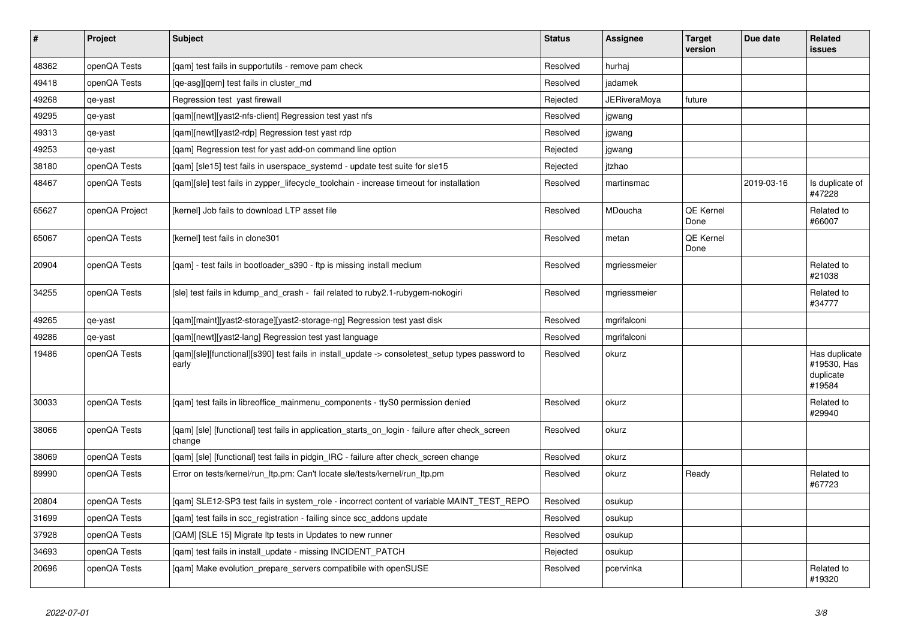| # | Project | Subject | Status | Assignee | Target version | Due date | Related issues |
|---|---|---|---|---|---|---|---|
| 48362 | openQA Tests | [qam] test fails in supportutils - remove pam check | Resolved | hurhaj | | | |
| 49418 | openQA Tests | [qe-asg][qem] test fails in cluster_md | Resolved | jadamek | | | |
| 49268 | qe-yast | Regression test yast firewall | Rejected | JERiveraMoya | future | | |
| 49295 | qe-yast | [qam][newt][yast2-nfs-client] Regression test yast nfs | Resolved | jgwang | | | |
| 49313 | qe-yast | [qam][newt][yast2-rdp] Regression test yast rdp | Resolved | jgwang | | | |
| 49253 | qe-yast | [qam] Regression test for yast add-on command line option | Rejected | jgwang | | | |
| 38180 | openQA Tests | [qam] [sle15] test fails in userspace_systemd - update test suite for sle15 | Rejected | jtzhao | | | |
| 48467 | openQA Tests | [qam][sle] test fails in zypper_lifecycle_toolchain - increase timeout for installation | Resolved | martinsmac | | 2019-03-16 | Is duplicate of #47228 |
| 65627 | openQA Project | [kernel] Job fails to download LTP asset file | Resolved | MDoucha | QE Kernel Done | | Related to #66007 |
| 65067 | openQA Tests | [kernel] test fails in clone301 | Resolved | metan | QE Kernel Done | | |
| 20904 | openQA Tests | [qam] - test fails in bootloader_s390 - ftp is missing install medium | Resolved | mgriessmeier | | | Related to #21038 |
| 34255 | openQA Tests | [sle] test fails in kdump_and_crash - fail related to ruby2.1-rubygem-nokogiri | Resolved | mgriessmeier | | | Related to #34777 |
| 49265 | qe-yast | [qam][maint][yast2-storage][yast2-storage-ng] Regression test yast disk | Resolved | mgrifalconi | | | |
| 49286 | qe-yast | [qam][newt][yast2-lang] Regression test yast language | Resolved | mgrifalconi | | | |
| 19486 | openQA Tests | [qam][sle][functional][s390] test fails in install_update -> consoletest_setup types password to early | Resolved | okurz | | | Has duplicate #19530, Has duplicate #19584 |
| 30033 | openQA Tests | [qam] test fails in libreoffice_mainmenu_components - ttyS0 permission denied | Resolved | okurz | | | Related to #29940 |
| 38066 | openQA Tests | [qam] [sle] [functional] test fails in application_starts_on_login - failure after check_screen change | Resolved | okurz | | | |
| 38069 | openQA Tests | [qam] [sle] [functional] test fails in pidgin_IRC - failure after check_screen change | Resolved | okurz | | | |
| 89990 | openQA Tests | Error on tests/kernel/run_ltp.pm: Can't locate sle/tests/kernel/run_ltp.pm | Resolved | okurz | Ready | | Related to #67723 |
| 20804 | openQA Tests | [qam] SLE12-SP3 test fails in system_role - incorrect content of variable MAINT_TEST_REPO | Resolved | osukup | | | |
| 31699 | openQA Tests | [qam] test fails in scc_registration - failing since scc_addons update | Resolved | osukup | | | |
| 37928 | openQA Tests | [QAM] [SLE 15] Migrate ltp tests in Updates to new runner | Resolved | osukup | | | |
| 34693 | openQA Tests | [qam] test fails in install_update - missing INCIDENT_PATCH | Rejected | osukup | | | |
| 20696 | openQA Tests | [qam] Make evolution_prepare_servers compatibile with openSUSE | Resolved | pcervinka | | | Related to #19320 |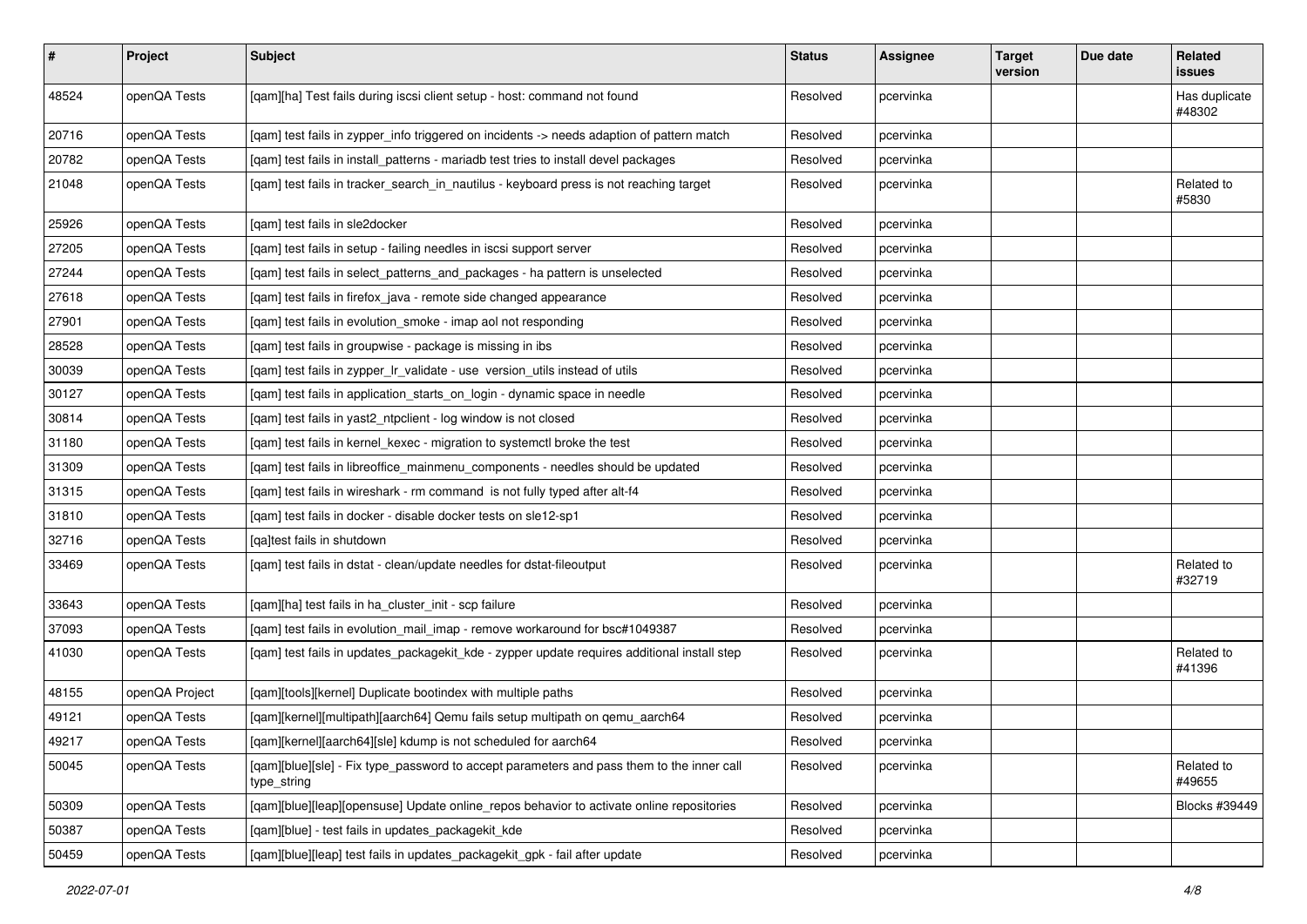| # | Project | Subject | Status | Assignee | Target version | Due date | Related issues |
|---|---|---|---|---|---|---|---|
| 48524 | openQA Tests | [qam][ha] Test fails during iscsi client setup - host: command not found | Resolved | pcervinka | | | Has duplicate #48302 |
| 20716 | openQA Tests | [qam] test fails in zypper_info triggered on incidents -> needs adaption of pattern match | Resolved | pcervinka | | | |
| 20782 | openQA Tests | [qam] test fails in install_patterns - mariadb test tries to install devel packages | Resolved | pcervinka | | | |
| 21048 | openQA Tests | [qam] test fails in tracker_search_in_nautilus - keyboard press is not reaching target | Resolved | pcervinka | | | Related to #5830 |
| 25926 | openQA Tests | [qam] test fails in sle2docker | Resolved | pcervinka | | | |
| 27205 | openQA Tests | [qam] test fails in setup - failing needles in iscsi support server | Resolved | pcervinka | | | |
| 27244 | openQA Tests | [qam] test fails in select_patterns_and_packages - ha pattern is unselected | Resolved | pcervinka | | | |
| 27618 | openQA Tests | [qam] test fails in firefox_java - remote side changed appearance | Resolved | pcervinka | | | |
| 27901 | openQA Tests | [qam] test fails in evolution_smoke - imap aol not responding | Resolved | pcervinka | | | |
| 28528 | openQA Tests | [qam] test fails in groupwise - package is missing in ibs | Resolved | pcervinka | | | |
| 30039 | openQA Tests | [qam] test fails in zypper_lr_validate - use version_utils instead of utils | Resolved | pcervinka | | | |
| 30127 | openQA Tests | [qam] test fails in application_starts_on_login - dynamic space in needle | Resolved | pcervinka | | | |
| 30814 | openQA Tests | [qam] test fails in yast2_ntpclient - log window is not closed | Resolved | pcervinka | | | |
| 31180 | openQA Tests | [qam] test fails in kernel_kexec - migration to systemctl broke the test | Resolved | pcervinka | | | |
| 31309 | openQA Tests | [qam] test fails in libreoffice_mainmenu_components - needles should be updated | Resolved | pcervinka | | | |
| 31315 | openQA Tests | [qam] test fails in wireshark - rm command is not fully typed after alt-f4 | Resolved | pcervinka | | | |
| 31810 | openQA Tests | [qam] test fails in docker - disable docker tests on sle12-sp1 | Resolved | pcervinka | | | |
| 32716 | openQA Tests | [qa]test fails in shutdown | Resolved | pcervinka | | | |
| 33469 | openQA Tests | [qam] test fails in dstat - clean/update needles for dstat-fileoutput | Resolved | pcervinka | | | Related to #32719 |
| 33643 | openQA Tests | [qam][ha] test fails in ha_cluster_init - scp failure | Resolved | pcervinka | | | |
| 37093 | openQA Tests | [qam] test fails in evolution_mail_imap - remove workaround for bsc#1049387 | Resolved | pcervinka | | | |
| 41030 | openQA Tests | [qam] test fails in updates_packagekit_kde - zypper update requires additional install step | Resolved | pcervinka | | | Related to #41396 |
| 48155 | openQA Project | [qam][tools][kernel] Duplicate bootindex with multiple paths | Resolved | pcervinka | | | |
| 49121 | openQA Tests | [qam][kernel][multipath][aarch64] Qemu fails setup multipath on qemu_aarch64 | Resolved | pcervinka | | | |
| 49217 | openQA Tests | [qam][kernel][aarch64][sle] kdump is not scheduled for aarch64 | Resolved | pcervinka | | | |
| 50045 | openQA Tests | [qam][blue][sle] - Fix type_password to accept parameters and pass them to the inner call type_string | Resolved | pcervinka | | | Related to #49655 |
| 50309 | openQA Tests | [qam][blue][leap][opensuse] Update online_repos behavior to activate online repositories | Resolved | pcervinka | | | Blocks #39449 |
| 50387 | openQA Tests | [qam][blue] - test fails in updates_packagekit_kde | Resolved | pcervinka | | | |
| 50459 | openQA Tests | [qam][blue][leap] test fails in updates_packagekit_gpk - fail after update | Resolved | pcervinka | | | |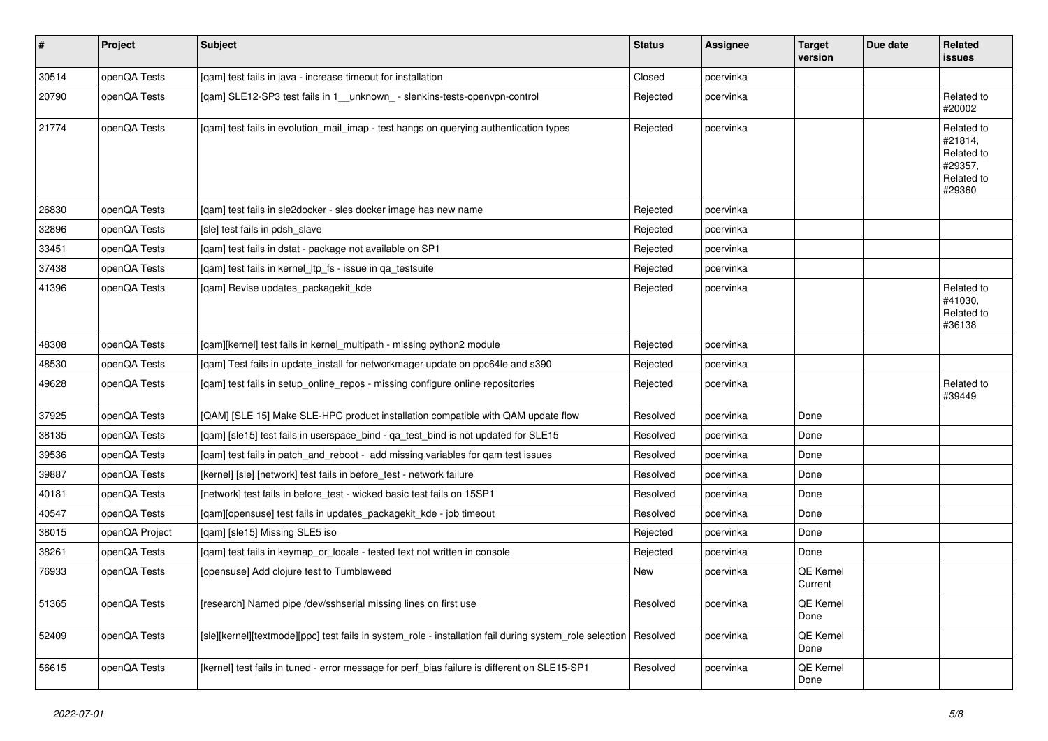| # | Project | Subject | Status | Assignee | Target version | Due date | Related issues |
|---|---|---|---|---|---|---|---|
| 30514 | openQA Tests | [qam] test fails in java - increase timeout for installation | Closed | pcervinka | | | |
| 20790 | openQA Tests | [qam] SLE12-SP3 test fails in 1__unknown_ - slenkins-tests-openvpn-control | Rejected | pcervinka | | | Related to #20002 |
| 21774 | openQA Tests | [qam] test fails in evolution_mail_imap - test hangs on querying authentication types | Rejected | pcervinka | | | Related to #21814, Related to #29357, Related to #29360 |
| 26830 | openQA Tests | [qam] test fails in sle2docker - sles docker image has new name | Rejected | pcervinka | | | |
| 32896 | openQA Tests | [sle] test fails in pdsh_slave | Rejected | pcervinka | | | |
| 33451 | openQA Tests | [qam] test fails in dstat - package not available on SP1 | Rejected | pcervinka | | | |
| 37438 | openQA Tests | [qam] test fails in kernel_ltp_fs - issue in qa_testsuite | Rejected | pcervinka | | | |
| 41396 | openQA Tests | [qam] Revise updates_packagekit_kde | Rejected | pcervinka | | | Related to #41030, Related to #36138 |
| 48308 | openQA Tests | [qam][kernel] test fails in kernel_multipath - missing python2 module | Rejected | pcervinka | | | |
| 48530 | openQA Tests | [qam] Test fails in update_install for networkmager update on ppc64le and s390 | Rejected | pcervinka | | | |
| 49628 | openQA Tests | [qam] test fails in setup_online_repos - missing configure online repositories | Rejected | pcervinka | | | Related to #39449 |
| 37925 | openQA Tests | [QAM] [SLE 15] Make SLE-HPC product installation compatible with QAM update flow | Resolved | pcervinka | Done | | |
| 38135 | openQA Tests | [qam] [sle15] test fails in userspace_bind - qa_test_bind is not updated for SLE15 | Resolved | pcervinka | Done | | |
| 39536 | openQA Tests | [qam] test fails in patch_and_reboot - add missing variables for qam test issues | Resolved | pcervinka | Done | | |
| 39887 | openQA Tests | [kernel] [sle] [network] test fails in before_test - network failure | Resolved | pcervinka | Done | | |
| 40181 | openQA Tests | [network] test fails in before_test - wicked basic test fails on 15SP1 | Resolved | pcervinka | Done | | |
| 40547 | openQA Tests | [qam][opensuse] test fails in updates_packagekit_kde - job timeout | Resolved | pcervinka | Done | | |
| 38015 | openQA Project | [qam] [sle15] Missing SLE5 iso | Rejected | pcervinka | Done | | |
| 38261 | openQA Tests | [qam] test fails in keymap_or_locale - tested text not written in console | Rejected | pcervinka | Done | | |
| 76933 | openQA Tests | [opensuse] Add clojure test to Tumbleweed | New | pcervinka | QE Kernel Current | | |
| 51365 | openQA Tests | [research] Named pipe /dev/sshserial missing lines on first use | Resolved | pcervinka | QE Kernel Done | | |
| 52409 | openQA Tests | [sle][kernel][textmode][ppc] test fails in system_role - installation fail during system_role selection | Resolved | pcervinka | QE Kernel Done | | |
| 56615 | openQA Tests | [kernel] test fails in tuned - error message for perf_bias failure is different on SLE15-SP1 | Resolved | pcervinka | QE Kernel Done | | |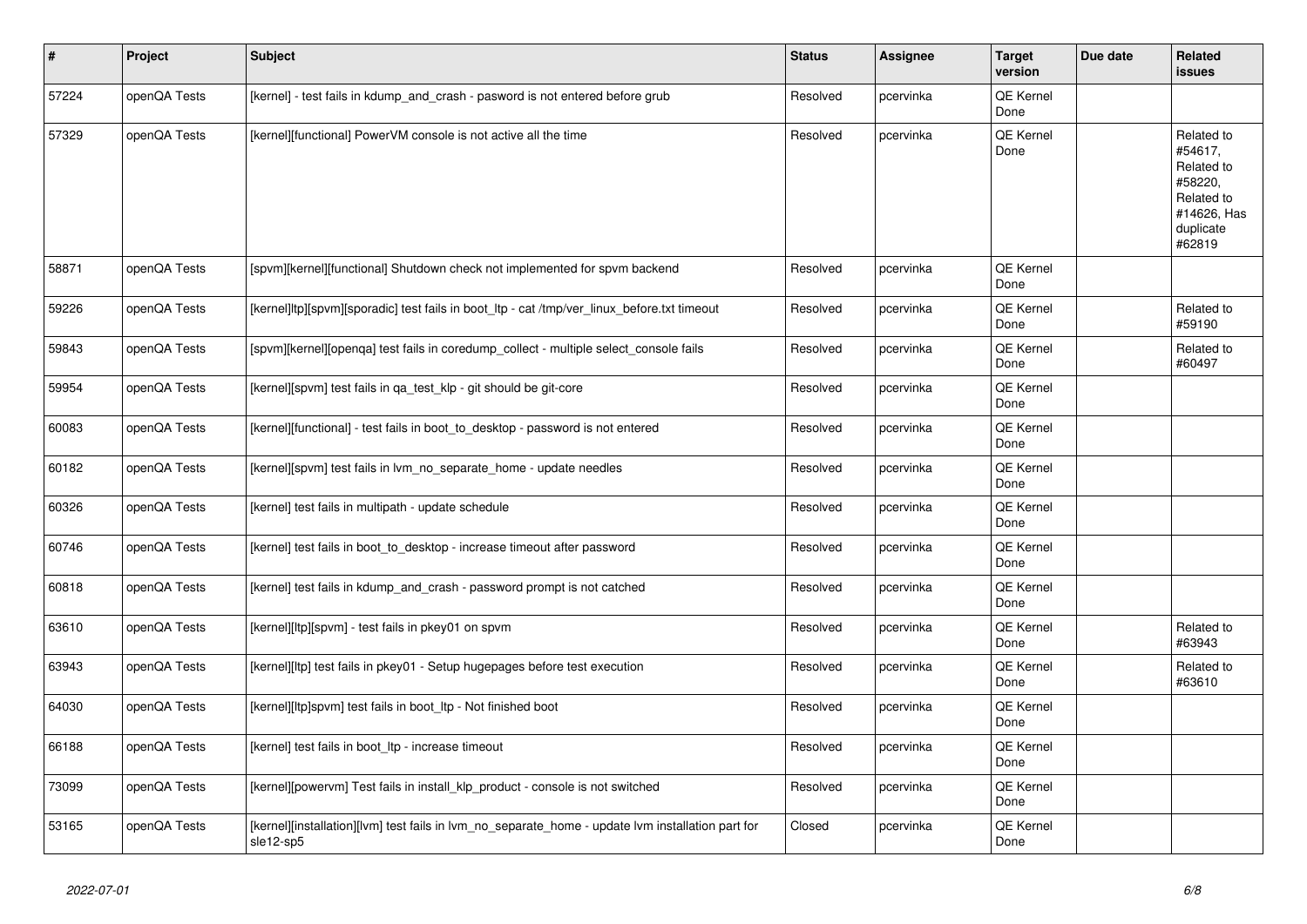| # | Project | Subject | Status | Assignee | Target version | Due date | Related issues |
|---|---|---|---|---|---|---|---|
| 57224 | openQA Tests | [kernel] - test fails in kdump_and_crash - pasword is not entered before grub | Resolved | pcervinka | QE Kernel Done | | |
| 57329 | openQA Tests | [kernel][functional] PowerVM console is not active all the time | Resolved | pcervinka | QE Kernel Done | | Related to #54617, Related to #58220, Related to #14626, Has duplicate #62819 |
| 58871 | openQA Tests | [spvm][kernel][functional] Shutdown check not implemented for spvm backend | Resolved | pcervinka | QE Kernel Done | | |
| 59226 | openQA Tests | [kernel]ltp][spvm][sporadic] test fails in boot_ltp - cat /tmp/ver_linux_before.txt timeout | Resolved | pcervinka | QE Kernel Done | | Related to #59190 |
| 59843 | openQA Tests | [spvm][kernel][openqa] test fails in coredump_collect - multiple select_console fails | Resolved | pcervinka | QE Kernel Done | | Related to #60497 |
| 59954 | openQA Tests | [kernel][spvm] test fails in qa_test_klp - git should be git-core | Resolved | pcervinka | QE Kernel Done | | |
| 60083 | openQA Tests | [kernel][functional] - test fails in boot_to_desktop - password is not entered | Resolved | pcervinka | QE Kernel Done | | |
| 60182 | openQA Tests | [kernel][spvm] test fails in lvm_no_separate_home - update needles | Resolved | pcervinka | QE Kernel Done | | |
| 60326 | openQA Tests | [kernel] test fails in multipath - update schedule | Resolved | pcervinka | QE Kernel Done | | |
| 60746 | openQA Tests | [kernel] test fails in boot_to_desktop - increase timeout after password | Resolved | pcervinka | QE Kernel Done | | |
| 60818 | openQA Tests | [kernel] test fails in kdump_and_crash - password prompt is not catched | Resolved | pcervinka | QE Kernel Done | | |
| 63610 | openQA Tests | [kernel][ltp][spvm] - test fails in pkey01 on spvm | Resolved | pcervinka | QE Kernel Done | | Related to #63943 |
| 63943 | openQA Tests | [kernel][ltp] test fails in pkey01 - Setup hugepages before test execution | Resolved | pcervinka | QE Kernel Done | | Related to #63610 |
| 64030 | openQA Tests | [kernel][ltp]spvm] test fails in boot_ltp - Not finished boot | Resolved | pcervinka | QE Kernel Done | | |
| 66188 | openQA Tests | [kernel] test fails in boot_ltp - increase timeout | Resolved | pcervinka | QE Kernel Done | | |
| 73099 | openQA Tests | [kernel][powervm] Test fails in install_klp_product - console is not switched | Resolved | pcervinka | QE Kernel Done | | |
| 53165 | openQA Tests | [kernel][installation][lvm] test fails in lvm_no_separate_home - update lvm installation part for sle12-sp5 | Closed | pcervinka | QE Kernel Done | | |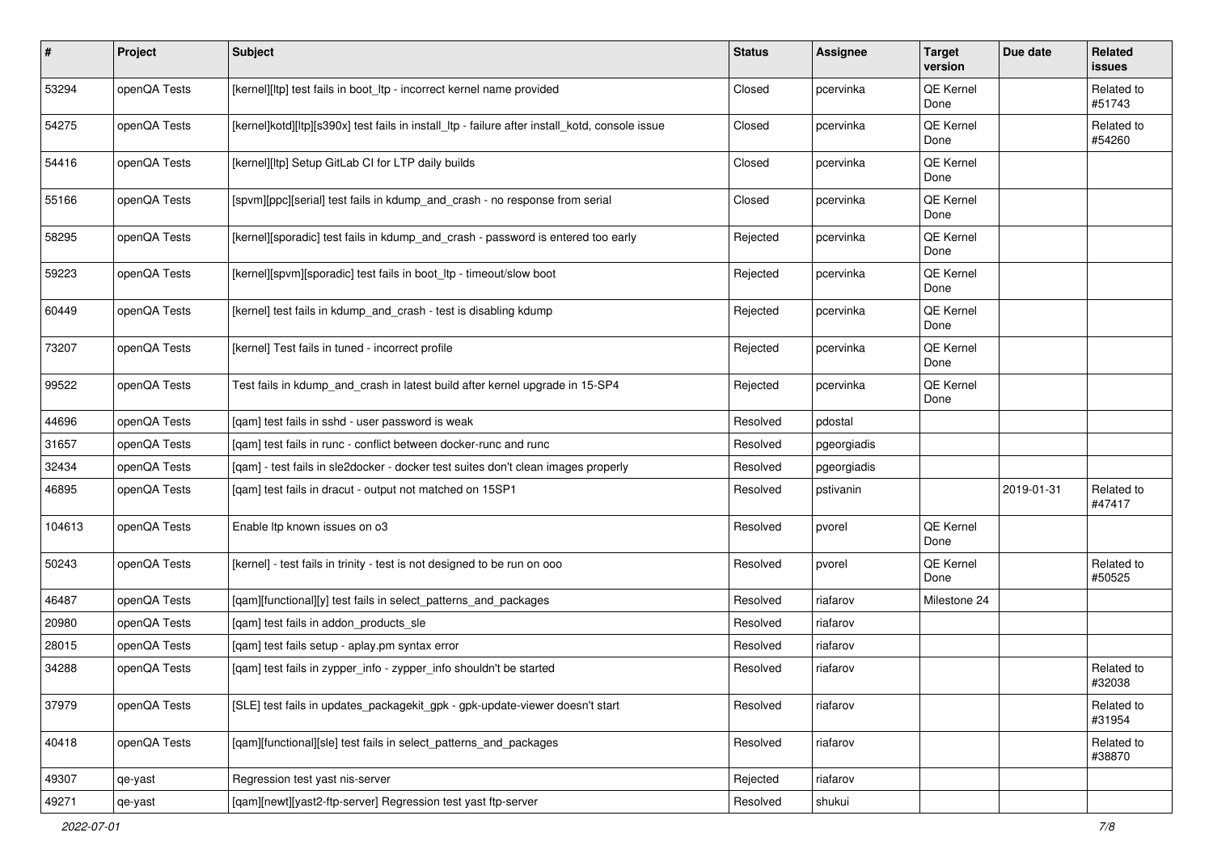| # | Project | Subject | Status | Assignee | Target version | Due date | Related issues |
|---|---|---|---|---|---|---|---|
| 53294 | openQA Tests | [kernel][ltp] test fails in boot_ltp - incorrect kernel name provided | Closed | pcervinka | QE Kernel Done | | Related to #51743 |
| 54275 | openQA Tests | [kernel]kotd][ltp][s390x] test fails in install_ltp - failure after install_kotd, console issue | Closed | pcervinka | QE Kernel Done | | Related to #54260 |
| 54416 | openQA Tests | [kernel][ltp] Setup GitLab CI for LTP daily builds | Closed | pcervinka | QE Kernel Done | | |
| 55166 | openQA Tests | [spvm][ppc][serial] test fails in kdump_and_crash - no response from serial | Closed | pcervinka | QE Kernel Done | | |
| 58295 | openQA Tests | [kernel][sporadic] test fails in kdump_and_crash - password is entered too early | Rejected | pcervinka | QE Kernel Done | | |
| 59223 | openQA Tests | [kernel][spvm][sporadic] test fails in boot_ltp - timeout/slow boot | Rejected | pcervinka | QE Kernel Done | | |
| 60449 | openQA Tests | [kernel] test fails in kdump_and_crash - test is disabling kdump | Rejected | pcervinka | QE Kernel Done | | |
| 73207 | openQA Tests | [kernel] Test fails in tuned - incorrect profile | Rejected | pcervinka | QE Kernel Done | | |
| 99522 | openQA Tests | Test fails in kdump_and_crash in latest build after kernel upgrade in 15-SP4 | Rejected | pcervinka | QE Kernel Done | | |
| 44696 | openQA Tests | [qam] test fails in sshd - user password is weak | Resolved | pdostal | | | |
| 31657 | openQA Tests | [qam] test fails in runc - conflict between docker-runc and runc | Resolved | pgeorgiadis | | | |
| 32434 | openQA Tests | [qam] - test fails in sle2docker - docker test suites don't clean images properly | Resolved | pgeorgiadis | | | |
| 46895 | openQA Tests | [qam] test fails in dracut - output not matched on 15SP1 | Resolved | pstivanin | | 2019-01-31 | Related to #47417 |
| 104613 | openQA Tests | Enable ltp known issues on o3 | Resolved | pvorel | QE Kernel Done | | |
| 50243 | openQA Tests | [kernel] - test fails in trinity - test is not designed to be run on ooo | Resolved | pvorel | QE Kernel Done | | Related to #50525 |
| 46487 | openQA Tests | [qam][functional][y] test fails in select_patterns_and_packages | Resolved | riafarov | Milestone 24 | | |
| 20980 | openQA Tests | [qam] test fails in addon_products_sle | Resolved | riafarov | | | |
| 28015 | openQA Tests | [qam] test fails setup - aplay.pm syntax error | Resolved | riafarov | | | |
| 34288 | openQA Tests | [qam] test fails in zypper_info - zypper_info shouldn't be started | Resolved | riafarov | | | Related to #32038 |
| 37979 | openQA Tests | [SLE] test fails in updates_packagekit_gpk - gpk-update-viewer doesn't start | Resolved | riafarov | | | Related to #31954 |
| 40418 | openQA Tests | [qam][functional][sle] test fails in select_patterns_and_packages | Resolved | riafarov | | | Related to #38870 |
| 49307 | qe-yast | Regression test yast nis-server | Rejected | riafarov | | | |
| 49271 | qe-yast | [qam][newt][yast2-ftp-server] Regression test yast ftp-server | Resolved | shukui | | | |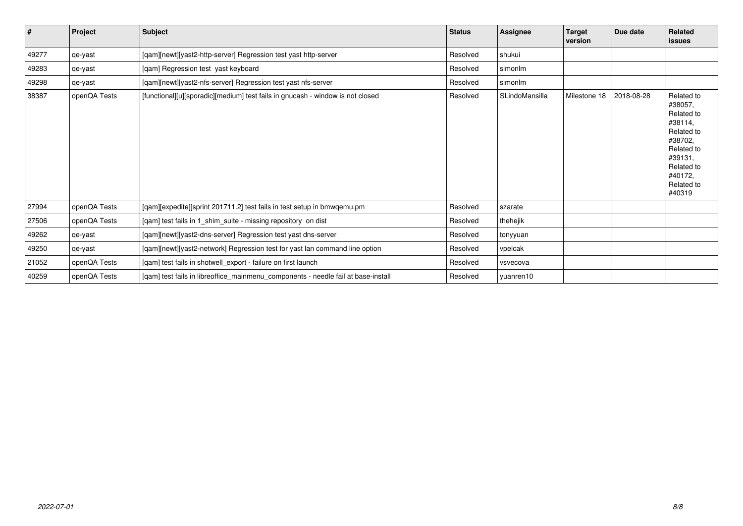| # | Project | Subject | Status | Assignee | Target version | Due date | Related issues |
|---|---|---|---|---|---|---|---|
| 49277 | qe-yast | [qam][newt][yast2-http-server] Regression test yast http-server | Resolved | shukui | | | |
| 49283 | qe-yast | [qam] Regression test  yast keyboard | Resolved | simonlm | | | |
| 49298 | qe-yast | [qam][newt][yast2-nfs-server] Regression test yast nfs-server | Resolved | simonlm | | | |
| 38387 | openQA Tests | [functional][u][sporadic][medium] test fails in gnucash - window is not closed | Resolved | SLindoMansilla | Milestone 18 | 2018-08-28 | Related to #38057, Related to #38114, Related to #38702, Related to #39131, Related to #40172, Related to #40319 |
| 27994 | openQA Tests | [qam][expedite][sprint 201711.2] test fails in test setup in bmwqemu.pm | Resolved | szarate | | | |
| 27506 | openQA Tests | [qam] test fails in 1_shim_suite - missing repository  on dist | Resolved | thehejik | | | |
| 49262 | qe-yast | [qam][newt][yast2-dns-server] Regression test yast dns-server | Resolved | tonyyuan | | | |
| 49250 | qe-yast | [qam][newt][yast2-network] Regression test for yast lan command line option | Resolved | vpelcak | | | |
| 21052 | openQA Tests | [qam] test fails in shotwell_export - failure on first launch | Resolved | vsvecova | | | |
| 40259 | openQA Tests | [qam] test fails in libreoffice_mainmenu_components - needle fail at base-install | Resolved | yuanren10 | | | |